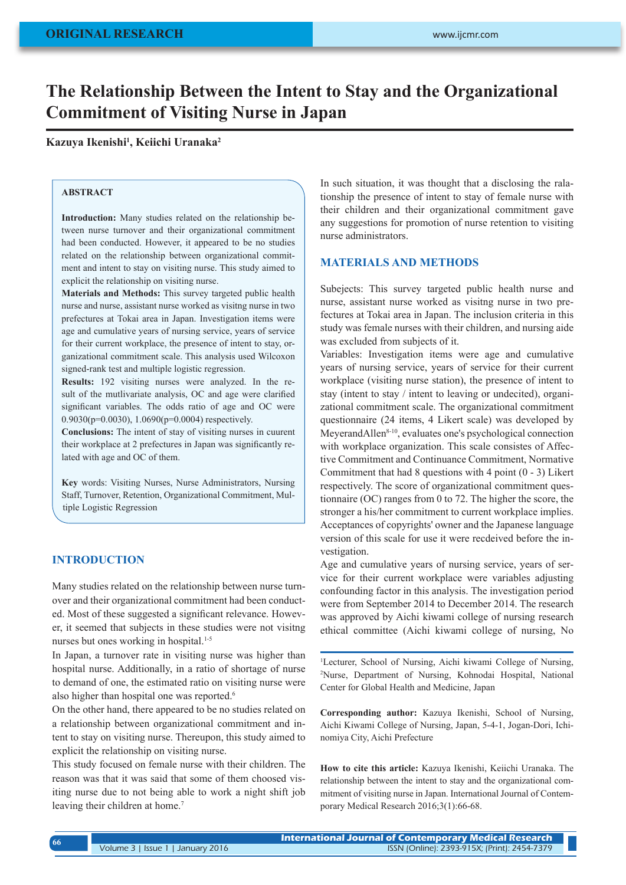ORIGINAL RESEARCH

# The Relationship Between the Intent to Stay and the Organizational Commitment of Visiting Nurse in Japan

**Kazuya Ikenishi[1], Keiichi Uranaka[2]**

## ABSTRACT

**Introduction:** Many studies related on the relationship between nurse turnover and their organizational commitment had been conducted. However, it appeared to be no studies related on the relationship between organizational commitment and intent to stay on visiting nurse. This study aimed to explicit the relationship on visiting nurse.

**Materials and Methods:** This survey targeted public health nurse and nurse, assistant nurse worked as visitng nurse in two prefectures at Tokai area in Japan. Investigation items were age and cumulative years of nursing service, years of service for their current workplace, the presence of intent to stay, organizational commitment scale. This analysis used Wilcoxon signed-rank test and multiple logistic regression.

**Results:** 192 visiting nurses were analyzed. In the result of the mutlivariate analysis, OC and age were clarified significant variables. The odds ratio of age and OC were 0.9030(p=0.0030), 1.0690(p=0.0004) respectively.

**Conclusions:** The intent of stay of visiting nurses in cuurent their workplace at 2 prefectures in Japan was significantly related with age and OC of them.

**Key** words: Visiting Nurses, Nurse Administrators, Nursing Staff, Turnover, Retention, Organizational Commitment, Multiple Logistic Regression

## INTRODUCTION

Many studies related on the relationship between nurse turnover and their organizational commitment had been conducted. Most of these suggested a significant relevance. However, it seemed that subjects in these studies were not visitng nurses but ones working in hospital.[1-5]

In Japan, a turnover rate in visiting nurse was higher than hospital nurse. Additionally, in a ratio of shortage of nurse to demand of one, the estimated ratio on visiting nurse were also higher than hospital one was reported.[6]

On the other hand, there appeared to be no studies related on a relationship between organizational commitment and intent to stay on visiting nurse. Thereupon, this study aimed to explicit the relationship on visiting nurse.

This study focused on female nurse with their children. The reason was that it was said that some of them choosed visiting nurse due to not being able to work a night shift job leaving their children at home.[7]

In such situation, it was thought that a disclosing the ralationship the presence of intent to stay of female nurse with their children and their organizational commitment gave any suggestions for promotion of nurse retention to visiting nurse administrators.

## MATERIALS AND METHODS

Subejects: This survey targeted public health nurse and nurse, assistant nurse worked as visitng nurse in two prefectures at Tokai area in Japan. The inclusion criteria in this study was female nurses with their children, and nursing aide was excluded from subjects of it.

Variables: Investigation items were age and cumulative years of nursing service, years of service for their current workplace (visiting nurse station), the presence of intent to stay (intent to stay / intent to leaving or undecited), organizational commitment scale. The organizational commitment questionnaire (24 items, 4 Likert scale) was developed by MeyerandAllen[8-10], evaluates one's psychological connection with workplace organization. This scale consistes of Affective Commitment and Continuance Commitment, Normative Commitment that had 8 questions with 4 point (0 - 3) Likert respectively. The score of organizational commitment questionnaire (OC) ranges from 0 to 72. The higher the score, the stronger a his/her commitment to current workplace implies. Acceptances of copyrights' owner and the Japanese language version of this scale for use it were recdeived before the investigation.

Age and cumulative years of nursing service, years of service for their current workplace were variables adjusting confounding factor in this analysis. The investigation period were from September 2014 to December 2014. The research was approved by Aichi kiwami college of nursing research ethical committee (Aichi kiwami college of nursing, No

[1]Lecturer, School of Nursing, Aichi kiwami College of Nursing, [2]Nurse, Department of Nursing, Kohnodai Hospital, National Center for Global Health and Medicine, Japan

**Corresponding author:** Kazuya Ikenishi, School of Nursing, Aichi Kiwami College of Nursing, Japan, 5-4-1, Jogan-Dori, Ichinomiya City, Aichi Prefecture

**How to cite this article:** Kazuya Ikenishi, Keiichi Uranaka. The relationship between the intent to stay and the organizational commitment of visiting nurse in Japan. International Journal of Contemporary Medical Research 2016;3(1):66-68.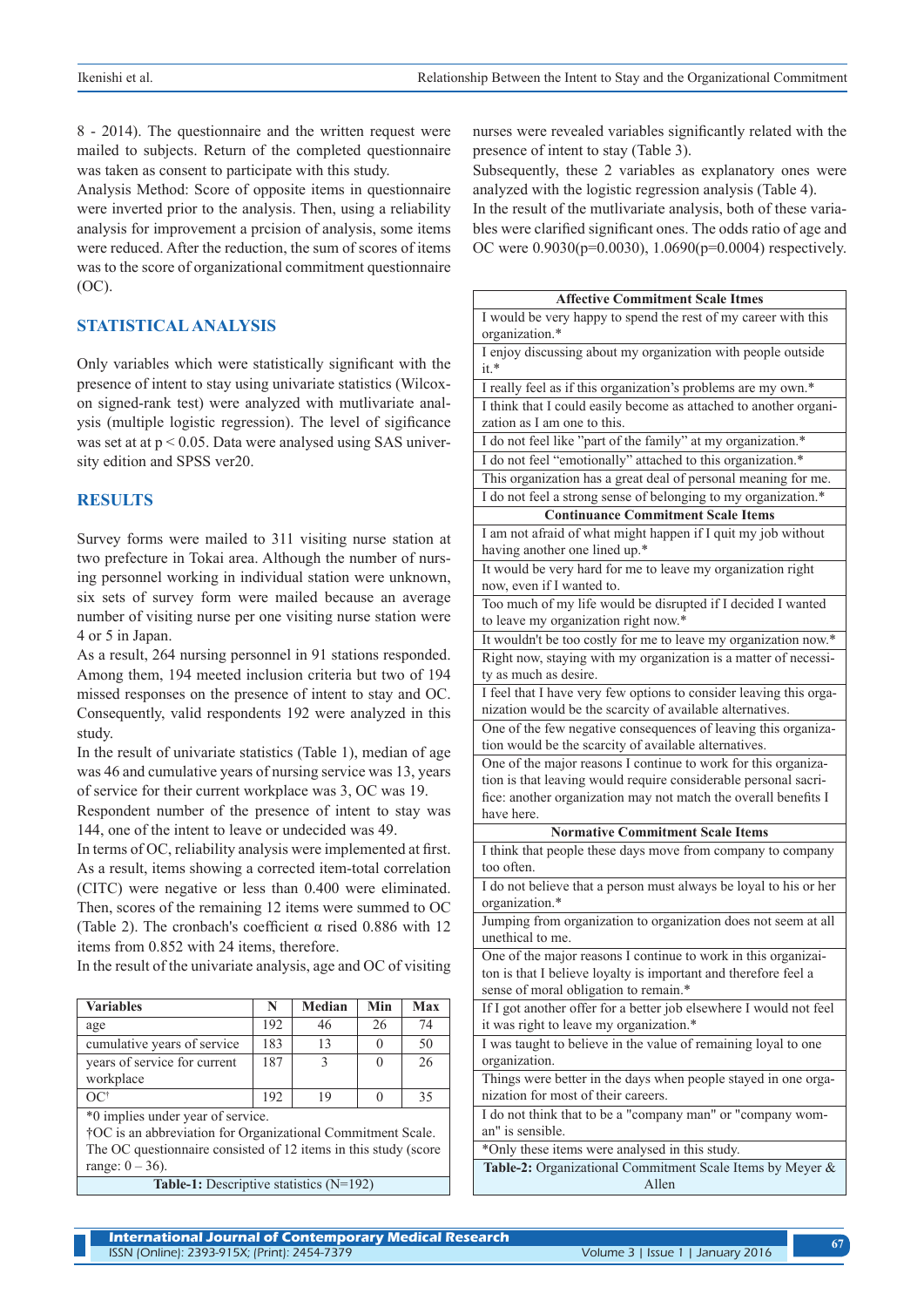8 - 2014). The questionnaire and the written request were mailed to subjects. Return of the completed questionnaire was taken as consent to participate with this study.

Analysis Method: Score of opposite items in questionnaire were inverted prior to the analysis. Then, using a reliability analysis for improvement a prcision of analysis, some items were reduced. After the reduction, the sum of scores of items was to the score of organizational commitment questionnaire (OC).

## STATISTICAL ANALYSIS

Only variables which were statistically significant with the presence of intent to stay using univariate statistics (Wilcoxon signed-rank test) were analyzed with mutlivariate analysis (multiple logistic regression). The level of sigificance was set at at $p < 0.05$. Data were analysed using SAS university edition and SPSS ver20.

## RESULTS

Survey forms were mailed to 311 visiting nurse station at two prefecture in Tokai area. Although the number of nursing personnel working in individual station were unknown, six sets of survey form were mailed because an average number of visiting nurse per one visiting nurse station were 4 or 5 in Japan.

As a result, 264 nursing personnel in 91 stations responded. Among them, 194 meeted inclusion criteria but two of 194 missed responses on the presence of intent to stay and OC. Consequently, valid respondents 192 were analyzed in this study.

In the result of univariate statistics (Table 1), median of age was 46 and cumulative years of nursing service was 13, years of service for their current workplace was 3, OC was 19.

Respondent number of the presence of intent to stay was 144, one of the intent to leave or undecided was 49.

In terms of OC, reliability analysis were implemented at first. As a result, items showing a corrected item-total correlation (CITC) were negative or less than 0.400 were eliminated. Then, scores of the remaining 12 items were summed to OC (Table 2). The cronbach's coefficient α rised 0.886 with 12 items from 0.852 with 24 items, therefore.

In the result of the univariate analysis, age and OC of visiting nurses were revealed variables significantly related with the presence of intent to stay (Table 3).

Subsequently, these 2 variables as explanatory ones were analyzed with the logistic regression analysis (Table 4).

In the result of the mutlivariate analysis, both of these variables were clarified significant ones. The odds ratio of age and OC were 0.9030($p$=0.0030), 1.0690($p$=0.0004) respectively.

| Variables | N | Median | Min | Max |
|---|---|---|---|---|
| age | 192 | 46 | 26 | 74 |
| cumulative years of service | 183 | 13 | 0 | 50 |
| years of service for current workplace | 187 | 3 | 0 | 26 |
| OC† | 192 | 19 | 0 | 35 |

*0 implies under year of service.
†OC is an abbreviation for Organizational Commitment Scale. The OC questionnaire consisted of 12 items in this study (score range: 0 – 36).

**Table-1:** Descriptive statistics (N=192)

| Affective Commitment Scale Itmes |
|---|
| I would be very happy to spend the rest of my career with this organization.* |
| I enjoy discussing about my organization with people outside it.* |
| I really feel as if this organization's problems are my own.* |
| I think that I could easily become as attached to another organization as I am one to this. |
| I do not feel like "part of the family" at my organization.* |
| I do not feel "emotionally" attached to this organization.* |
| This organization has a great deal of personal meaning for me. |
| I do not feel a strong sense of belonging to my organization.* |
| **Continuance Commitment Scale Items** |
| I am not afraid of what might happen if I quit my job without having another one lined up.* |
| It would be very hard for me to leave my organization right now, even if I wanted to. |
| Too much of my life would be disrupted if I decided I wanted to leave my organization right now.* |
| It wouldn't be too costly for me to leave my organization now.* |
| Right now, staying with my organization is a matter of necessity as much as desire. |
| I feel that I have very few options to consider leaving this organization would be the scarcity of available alternatives. |
| One of the few negative consequences of leaving this organization would be the scarcity of available alternatives. |
| One of the major reasons I continue to work for this organization is that leaving would require considerable personal sacrifice: another organization may not match the overall benefits I have here. |
| **Normative Commitment Scale Items** |
| I think that people these days move from company to company too often. |
| I do not believe that a person must always be loyal to his or her organization.* |
| Jumping from organization to organization does not seem at all unethical to me. |
| One of the major reasons I continue to work in this organizaiton is that I believe loyalty is important and therefore feel a sense of moral obligation to remain.* |
| If I got another offer for a better job elsewhere I would not feel it was right to leave my organization.* |
| I was taught to believe in the value of remaining loyal to one organization. |
| Things were better in the days when people stayed in one organization for most of their careers. |
| I do not think that to be a "company man" or "company woman" is sensible. |

*Only these items were analysed in this study.

**Table-2:** Organizational Commitment Scale Items by Meyer & Allen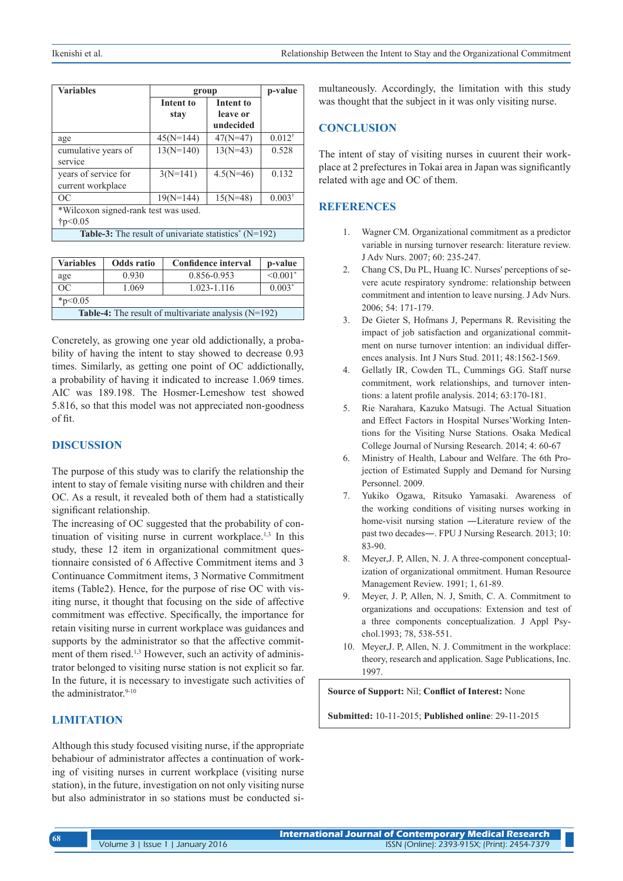| Variables | group | | p-value |
|---|---|---|---|
| | Intent to stay | Intent to leave or undecided | |
| age | 45(N=144) | 47(N=47) | 0.012† |
| cumulative years of service | 13(N=140) | 13(N=43) | 0.528 |
| years of service for current workplace | 3(N=141) | 4.5(N=46) | 0.132 |
| OC | 19(N=144) | 15(N=48) | 0.003† |

*Wilcoxon signed-rank test was used.
†p<0.05

**Table-3:** The result of univariate statistics* (N=192)

| Variables | Odds ratio | Confidence interval | p-value |
|---|---|---|---|
| age | 0.930 | 0.856-0.953 | <0.001* |
| OC | 1.069 | 1.023-1.116 | 0.003* |

*p<0.05

**Table-4:** The result of multivariate analysis (N=192)

Concretely, as growing one year old addictionally, a probability of having the intent to stay showed to decrease 0.93 times. Similarly, as getting one point of OC addictionally, a probability of having it indicated to increase 1.069 times. AIC was 189.198. The Hosmer-Lemeshow test showed 5.816, so that this model was not appreciated non-goodness of fit.

## DISCUSSION

The purpose of this study was to clarify the relationship the intent to stay of female visiting nurse with children and their OC. As a result, it revealed both of them had a statistically significant relationship.

The increasing of OC suggested that the probability of continuation of visiting nurse in current workplace.[1,3] In this study, these 12 item in organizational commitment questionnaire consisted of 6 Affective Commitment items and 3 Continuance Commitment items, 3 Normative Commitment items (Table2). Hence, for the purpose of rise OC with visiting nurse, it thought that focusing on the side of affective commitment was effective. Specifically, the importance for retain visiting nurse in current workplace was guidances and supports by the administrator so that the affective commitment of them rised.[1,3] However, such an activity of administrator belonged to visiting nurse station is not explicit so far. In the future, it is necessary to investigate such activities of the administrator.[9-10]

## LIMITATION

Although this study focused visiting nurse, if the appropriate behabiour of administrator affectes a continuation of working of visiting nurses in current workplace (visiting nurse station), in the future, investigation on not only visiting nurse but also administrator in so stations must be conducted simultaneously. Accordingly, the limitation with this study was thought that the subject in it was only visiting nurse.

## CONCLUSION

The intent of stay of visiting nurses in cuurent their workplace at 2 prefectures in Tokai area in Japan was significantly related with age and OC of them.

## REFERENCES

1. Wagner CM. Organizational commitment as a predictor variable in nursing turnover research: literature review. J Adv Nurs. 2007; 60: 235-247.
2. Chang CS, Du PL, Huang IC. Nurses' perceptions of severe acute respiratory syndrome: relationship between commitment and intention to leave nursing. J Adv Nurs. 2006; 54: 171-179.
3. De Gieter S, Hofmans J, Pepermans R. Revisiting the impact of job satisfaction and organizational commitment on nurse turnover intention: an individual differences analysis. Int J Nurs Stud. 2011; 48:1562-1569.
4. Gellatly IR, Cowden TL, Cummings GG. Staff nurse commitment, work relationships, and turnover intentions: a latent profile analysis. 2014; 63:170-181.
5. Rie Narahara, Kazuko Matsugi. The Actual Situation and Effect Factors in Hospital Nurses'Working Intentions for the Visiting Nurse Stations. Osaka Medical College Journal of Nursing Research. 2014; 4: 60-67
6. Ministry of Health, Labour and Welfare. The 6th Projection of Estimated Supply and Demand for Nursing Personnel. 2009.
7. Yukiko Ogawa, Ritsuko Yamasaki. Awareness of the working conditions of visiting nurses working in home-visit nursing station —Literature review of the past two decades—. FPU J Nursing Research. 2013; 10: 83-90.
8. Meyer,J. P, Allen, N. J. A three-component conceptualization of organizational ommitment. Human Resource Management Review. 1991; 1, 61-89.
9. Meyer, J. P, Allen, N. J, Smith, C. A. Commitment to organizations and occupations: Extension and test of a three components conceptualization. J Appl Psychol.1993; 78, 538-551.
10. Meyer,J. P, Allen, N. J. Commitment in the workplace: theory, research and application. Sage Publications, Inc. 1997.

**Source of Support:** Nil; **Conflict of Interest:** None

**Submitted:** 10-11-2015; **Published online**: 29-11-2015